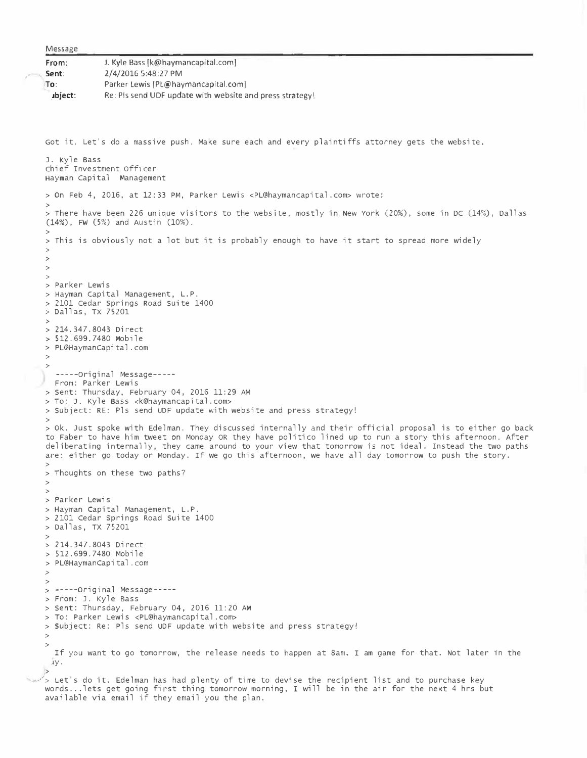Message

| | |
|---|---|
| **From:** | J. Kyle Bass [k@haymancapital.com] |
| **Sent:** | 2/4/2016 5:48:27 PM |
| **To:** | Parker Lewis [PL@haymancapital.com] |
| **Subject:** | Re: Pls send UDF update with website and press strategy! |

Got it. Let's do a massive push. Make sure each and every plaintiffs attorney gets the website.

J. Kyle Bass
Chief Investment Officer
Hayman Capital Management

> On Feb 4, 2016, at 12:33 PM, Parker Lewis <PL@haymancapital.com> wrote:
>
> There have been 226 unique visitors to the website, mostly in New York (20%), some in DC (14%), Dallas (14%), FW (5%) and Austin (10%).
>
> This is obviously not a lot but it is probably enough to have it start to spread more widely
>
> Parker Lewis
> Hayman Capital Management, L.P.
> 2101 Cedar Springs Road Suite 1400
> Dallas, TX 75201
>
> 214.347.8043 Direct
> 512.699.7480 Mobile
> PL@HaymanCapital.com
>
> -----Original Message-----
> From: Parker Lewis
> Sent: Thursday, February 04, 2016 11:29 AM
> To: J. Kyle Bass <k@haymancapital.com>
> Subject: RE: Pls send UDF update with website and press strategy!
>
> Ok. Just spoke with Edelman. They discussed internally and their official proposal is to either go back to Faber to have him tweet on Monday OR they have politico lined up to run a story this afternoon. After deliberating internally, they came around to your view that tomorrow is not ideal. Instead the two paths are: either go today or Monday. If we go this afternoon, we have all day tomorrow to push the story.
>
> Thoughts on these two paths?
>
> Parker Lewis
> Hayman Capital Management, L.P.
> 2101 Cedar Springs Road Suite 1400
> Dallas, TX 75201
>
> 214.347.8043 Direct
> 512.699.7480 Mobile
> PL@HaymanCapital.com
>
> -----Original Message-----
> From: J. Kyle Bass
> Sent: Thursday, February 04, 2016 11:20 AM
> To: Parker Lewis <PL@haymancapital.com>
> Subject: Re: Pls send UDF update with website and press strategy!
>
> If you want to go tomorrow, the release needs to happen at 8am. I am game for that. Not later in the day.
>
>> Let's do it. Edelman has had plenty of time to devise the recipient list and to purchase key words...lets get going first thing tomorrow morning. I will be in the air for the next 4 hrs but available via email if they email you the plan.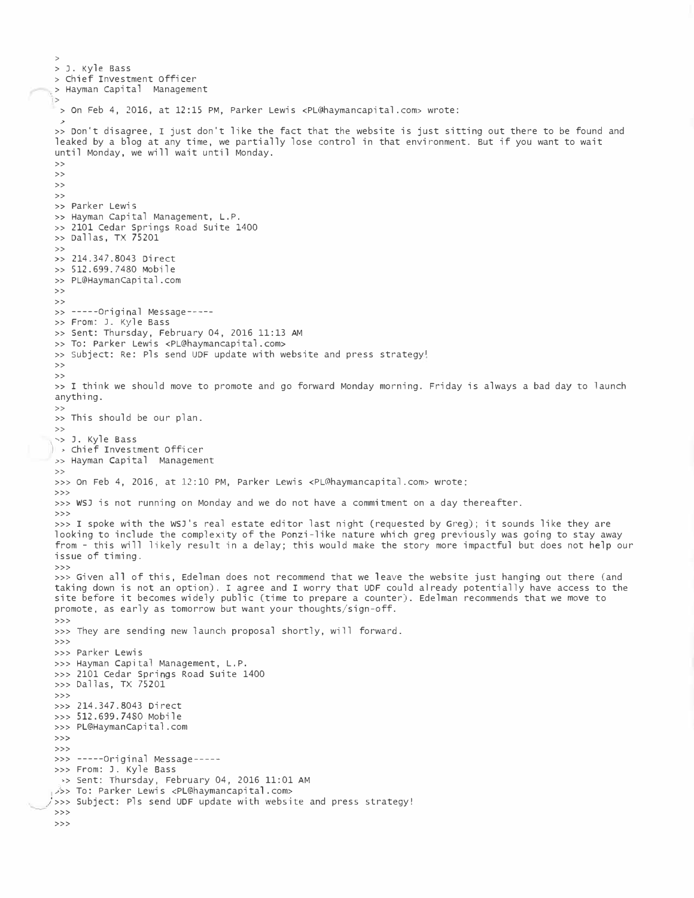>
> J. Kyle Bass
> Chief Investment Officer
> Hayman Capital Management
>
> On Feb 4, 2016, at 12:15 PM, Parker Lewis <PL@haymancapital.com> wrote:
>
>> Don't disagree, I just don't like the fact that the website is just sitting out there to be found and leaked by a blog at any time, we partially lose control in that environment. But if you want to wait until Monday, we will wait until Monday.
>>
>>
>>
>>
>> Parker Lewis
>> Hayman Capital Management, L.P.
>> 2101 Cedar Springs Road Suite 1400
>> Dallas, TX 75201
>>
>> 214.347.8043 Direct
>> 512.699.7480 Mobile
>> PL@HaymanCapital.com
>>
>>
>> -----Original Message-----
>> From: J. Kyle Bass
>> Sent: Thursday, February 04, 2016 11:13 AM
>> To: Parker Lewis <PL@haymancapital.com>
>> Subject: Re: Pls send UDF update with website and press strategy!
>>
>>
>> I think we should move to promote and go forward Monday morning. Friday is always a bad day to launch anything.
>>
>> This should be our plan.
>>
>> J. Kyle Bass
>> Chief Investment Officer
>> Hayman Capital Management
>>
>>> On Feb 4, 2016, at 12:10 PM, Parker Lewis <PL@haymancapital.com> wrote:
>>>
>>> WSJ is not running on Monday and we do not have a commitment on a day thereafter.
>>>
>>> I spoke with the WSJ's real estate editor last night (requested by Greg); it sounds like they are looking to include the complexity of the Ponzi-like nature which greg previously was going to stay away from - this will likely result in a delay; this would make the story more impactful but does not help our issue of timing.
>>>
>>> Given all of this, Edelman does not recommend that we leave the website just hanging out there (and taking down is not an option). I agree and I worry that UDF could already potentially have access to the site before it becomes widely public (time to prepare a counter). Edelman recommends that we move to promote, as early as tomorrow but want your thoughts/sign-off.
>>>
>>> They are sending new launch proposal shortly, will forward.
>>>
>>> Parker Lewis
>>> Hayman Capital Management, L.P.
>>> 2101 Cedar Springs Road Suite 1400
>>> Dallas, TX 75201
>>>
>>> 214.347.8043 Direct
>>> 512.699.7480 Mobile
>>> PL@HaymanCapital.com
>>>
>>>
>>> -----Original Message-----
>>> From: J. Kyle Bass
>>> Sent: Thursday, February 04, 2016 11:01 AM
>>> To: Parker Lewis <PL@haymancapital.com>
>>> Subject: Pls send UDF update with website and press strategy!
>>>
>>>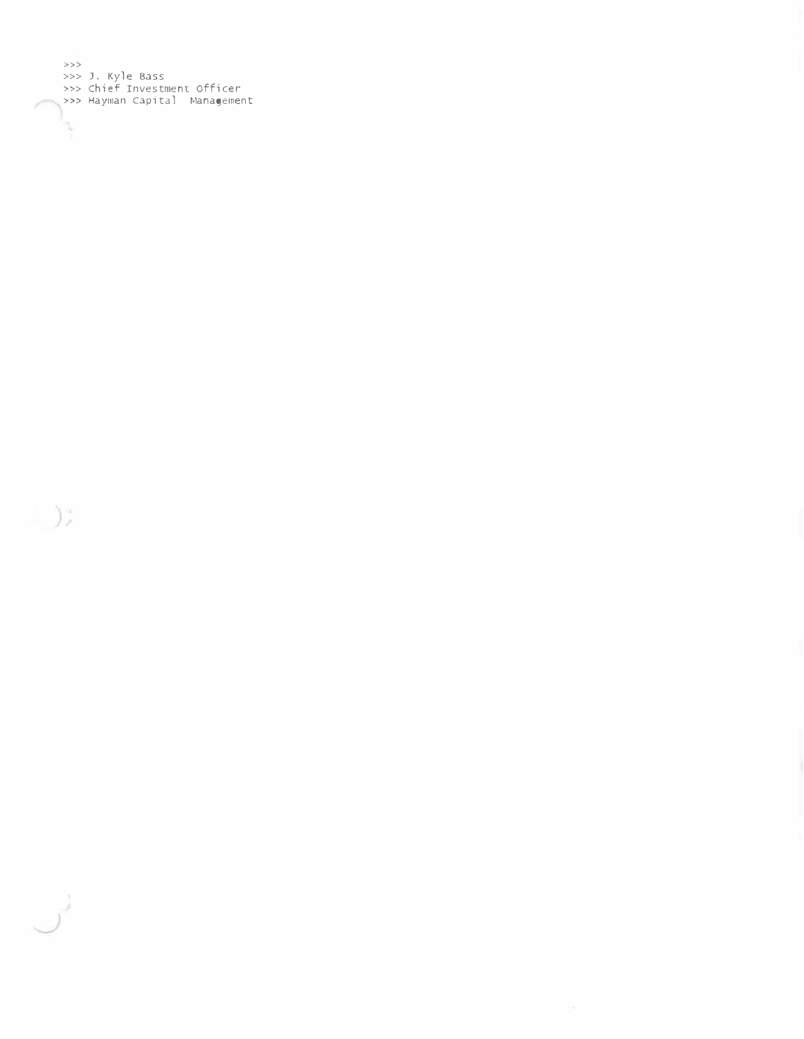>>>
>>> J. Kyle Bass
>>> Chief Investment Officer
>>> Hayman Capital  Management